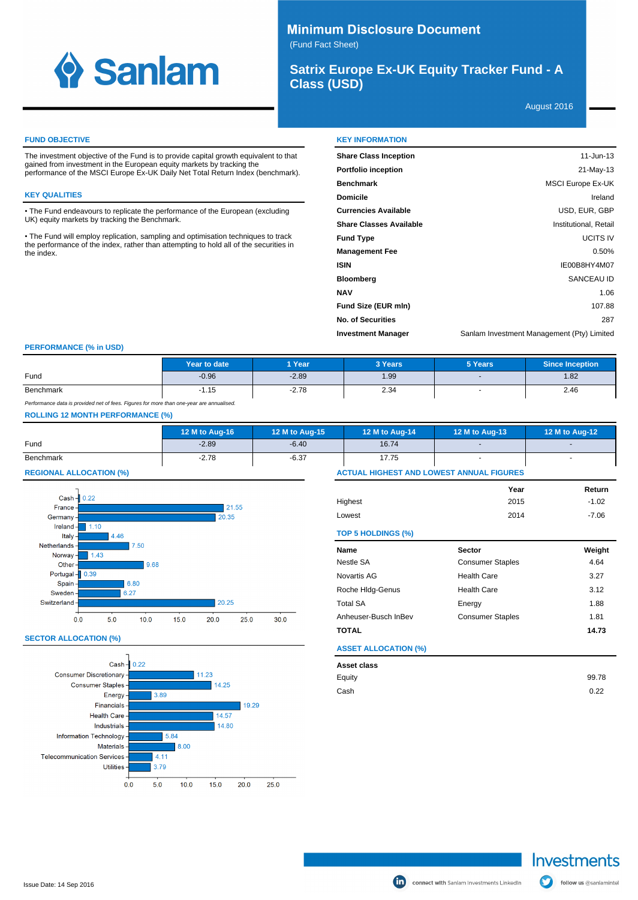Sanlam

# Minimum Disclosure Document

(Fund Fact Sheet)

## Satrix Europe Ex-UK Equity Tracker Fund - A Class (USD)

August 2016

### FUND OBJECTIVE

The investment objective of the Fund is to provide capital growth equivalent to that gained from investment in the European equity markets by tracking the performance of the MSCI Europe Ex-UK Daily Net Total Return Index (benchmark).

### KEY QUALITIES

• The Fund endeavours to replicate the performance of the European (excluding UK) equity markets by tracking the Benchmark.

• The Fund will employ replication, sampling and optimisation techniques to track the performance of the index, rather than attempting to hold all of the securities in the index.

### KEY INFORMATION

| | |
|---|---|
| **Share Class Inception** | 11-Jun-13 |
| **Portfolio inception** | 21-May-13 |
| **Benchmark** | MSCI Europe Ex-UK |
| **Domicile** | Ireland |
| **Currencies Available** | USD, EUR, GBP |
| **Share Classes Available** | Institutional, Retail |
| **Fund Type** | UCITS IV |
| **Management Fee** | 0.50% |
| **ISIN** | IE00B8HY4M07 |
| **Bloomberg** | SANCEAU ID |
| **NAV** | 1.06 |
| **Fund Size (EUR mln)** | 107.88 |
| **No. of Securities** | 287 |
| **Investment Manager** | Sanlam Investment Management (Pty) Limited |

### PERFORMANCE (% in USD)

| | Year to date | 1 Year | 3 Years | 5 Years | Since Inception |
|---|---|---|---|---|---|
| Fund | -0.96 | -2.89 | 1.99 | - | 1.82 |
| Benchmark | -1.15 | -2.78 | 2.34 | - | 2.46 |

*Performance data is provided net of fees. Figures for more than one-year are annualised.*

### ROLLING 12 MONTH PERFORMANCE (%)

| | 12 M to Aug-16 | 12 M to Aug-15 | 12 M to Aug-14 | 12 M to Aug-13 | 12 M to Aug-12 |
|---|---|---|---|---|---|
| Fund | -2.89 | -6.40 | 16.74 | - | - |
| Benchmark | -2.78 | -6.37 | 17.75 | - | - |

### REGIONAL ALLOCATION (%)

Cash 0.22
France 21.55
Germany 20.35
Ireland 1.10
Italy 4.46
Netherlands 7.50
Norway 1.43
Other 9.68
Portugal 0.39
Spain 6.80
Sweden 6.27
Switzerland 20.25

0.0 5.0 10.0 15.0 20.0 25.0 30.0

### SECTOR ALLOCATION (%)

Cash 0.22
Consumer Discretionary 11.23
Consumer Staples 14.25
Energy 3.89
Financials 19.29
Health Care 14.57
Industrials 14.80
Information Technology 5.84
Materials 8.00
Telecommunication Services 4.11
Utilities 3.79

0.0 5.0 10.0 15.0 20.0 25.0

### ACTUAL HIGHEST AND LOWEST ANNUAL FIGURES

| | Year | Return |
|---|---|---|
| Highest | 2015 | -1.02 |
| Lowest | 2014 | -7.06 |

### TOP 5 HOLDINGS (%)

| Name | Sector | Weight |
|---|---|---|
| Nestle SA | Consumer Staples | 4.64 |
| Novartis AG | Health Care | 3.27 |
| Roche Hldg-Genus | Health Care | 3.12 |
| Total SA | Energy | 1.88 |
| Anheuser-Busch InBev | Consumer Staples | 1.81 |
| **TOTAL** | | **14.73** |

### ASSET ALLOCATION (%)

| Asset class | |
|---|---|
| Equity | 99.78 |
| Cash | 0.22 |

Issue Date: 14 Sep 2016

Investments

connect with Sanlam Investments LinkedIn

follow us @sanlamintel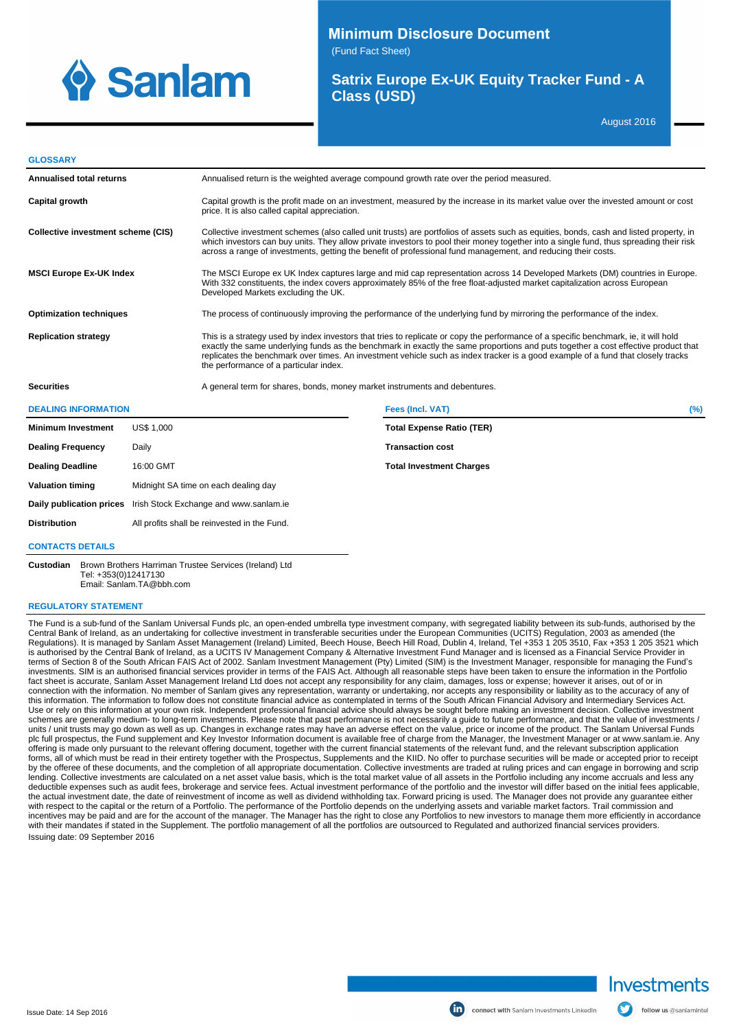# Minimum Disclosure Document

(Fund Fact Sheet)

## Satrix Europe Ex-UK Equity Tracker Fund - A Class (USD)

August 2016

### GLOSSARY

| | |
|---|---|
| **Annualised total returns** | Annualised return is the weighted average compound growth rate over the period measured. |
| **Capital growth** | Capital growth is the profit made on an investment, measured by the increase in its market value over the invested amount or cost price. It is also called capital appreciation. |
| **Collective investment scheme (CIS)** | Collective investment schemes (also called unit trusts) are portfolios of assets such as equities, bonds, cash and listed property, in which investors can buy units. They allow private investors to pool their money together into a single fund, thus spreading their risk across a range of investments, getting the benefit of professional fund management, and reducing their costs. |
| **MSCI Europe Ex-UK Index** | The MSCI Europe ex UK Index captures large and mid cap representation across 14 Developed Markets (DM) countries in Europe. With 332 constituents, the index covers approximately 85% of the free float-adjusted market capitalization across European Developed Markets excluding the UK. |
| **Optimization techniques** | The process of continuously improving the performance of the underlying fund by mirroring the performance of the index. |
| **Replication strategy** | This is a strategy used by index investors that tries to replicate or copy the performance of a specific benchmark, ie, it will hold exactly the same underlying funds as the benchmark in exactly the same proportions and puts together a cost effective product that replicates the benchmark over times. An investment vehicle such as index tracker is a good example of a fund that closely tracks the performance of a particular index. |
| **Securities** | A general term for shares, bonds, money market instruments and debentures. |

### DEALING INFORMATION

| | |
|---|---|
| **Minimum Investment** | US$ 1,000 |
| **Dealing Frequency** | Daily |
| **Dealing Deadline** | 16:00 GMT |
| **Valuation timing** | Midnight SA time on each dealing day |
| **Daily publication prices** | Irish Stock Exchange and www.sanlam.ie |
| **Distribution** | All profits shall be reinvested in the Fund. |

### Fees (Incl. VAT)

| | (%) |
|---|---|
| **Total Expense Ratio (TER)** | |
| **Transaction cost** | |
| **Total Investment Charges** | |

### CONTACTS DETAILS

**Custodian** Brown Brothers Harriman Trustee Services (Ireland) Ltd
Tel: +353(0)12417130
Email: Sanlam.TA@bbh.com

### REGULATORY STATEMENT

The Fund is a sub-fund of the Sanlam Universal Funds plc, an open-ended umbrella type investment company, with segregated liability between its sub-funds, authorised by the Central Bank of Ireland, as an undertaking for collective investment in transferable securities under the European Communities (UCITS) Regulation, 2003 as amended (the Regulations). It is managed by Sanlam Asset Management (Ireland) Limited, Beech House, Beech Hill Road, Dublin 4, Ireland, Tel +353 1 205 3510, Fax +353 1 205 3521 which is authorised by the Central Bank of Ireland, as a UCITS IV Management Company & Alternative Investment Fund Manager and is licensed as a Financial Service Provider in terms of Section 8 of the South African FAIS Act of 2002. Sanlam Investment Management (Pty) Limited (SIM) is the Investment Manager, responsible for managing the Fund's investments. SIM is an authorised financial services provider in terms of the FAIS Act. Although all reasonable steps have been taken to ensure the information in the Portfolio fact sheet is accurate, Sanlam Asset Management Ireland Ltd does not accept any responsibility for any claim, damages, loss or expense; however it arises, out of or in connection with the information. No member of Sanlam gives any representation, warranty or undertaking, nor accepts any responsibility or liability as to the accuracy of any of this information. The information to follow does not constitute financial advice as contemplated in terms of the South African Financial Advisory and Intermediary Services Act. Use or rely on this information at your own risk. Independent professional financial advice should always be sought before making an investment decision. Collective investment schemes are generally medium- to long-term investments. Please note that past performance is not necessarily a guide to future performance, and that the value of investments / units / unit trusts may go down as well as up. Changes in exchange rates may have an adverse effect on the value, price or income of the product. The Sanlam Universal Funds plc full prospectus, the Fund supplement and Key Investor Information document is available free of charge from the Manager, the Investment Manager or at www.sanlam.ie. Any offering is made only pursuant to the relevant offering document, together with the current financial statements of the relevant fund, and the relevant subscription application forms, all of which must be read in their entirety together with the Prospectus, Supplements and the KIID. No offer to purchase securities will be made or accepted prior to receipt by the offeree of these documents, and the completion of all appropriate documentation. Collective investments are traded at ruling prices and can engage in borrowing and scrip lending. Collective investments are calculated on a net asset value basis, which is the total market value of all assets in the Portfolio including any income accruals and less any deductible expenses such as audit fees, brokerage and service fees. Actual investment performance of the portfolio and the investor will differ based on the initial fees applicable, the actual investment date, the date of reinvestment of income as well as dividend withholding tax. Forward pricing is used. The Manager does not provide any guarantee either with respect to the capital or the return of a Portfolio. The performance of the Portfolio depends on the underlying assets and variable market factors. Trail commission and incentives may be paid and are for the account of the manager. The Manager has the right to close any Portfolios to new investors to manage them more efficiently in accordance with their mandates if stated in the Supplement. The portfolio management of all the portfolios are outsourced to Regulated and authorized financial services providers.

Issuing date: 09 September 2016

Issue Date: 14 Sep 2016

connect with Sanlam Investments LinkedIn

follow us @sanlamintel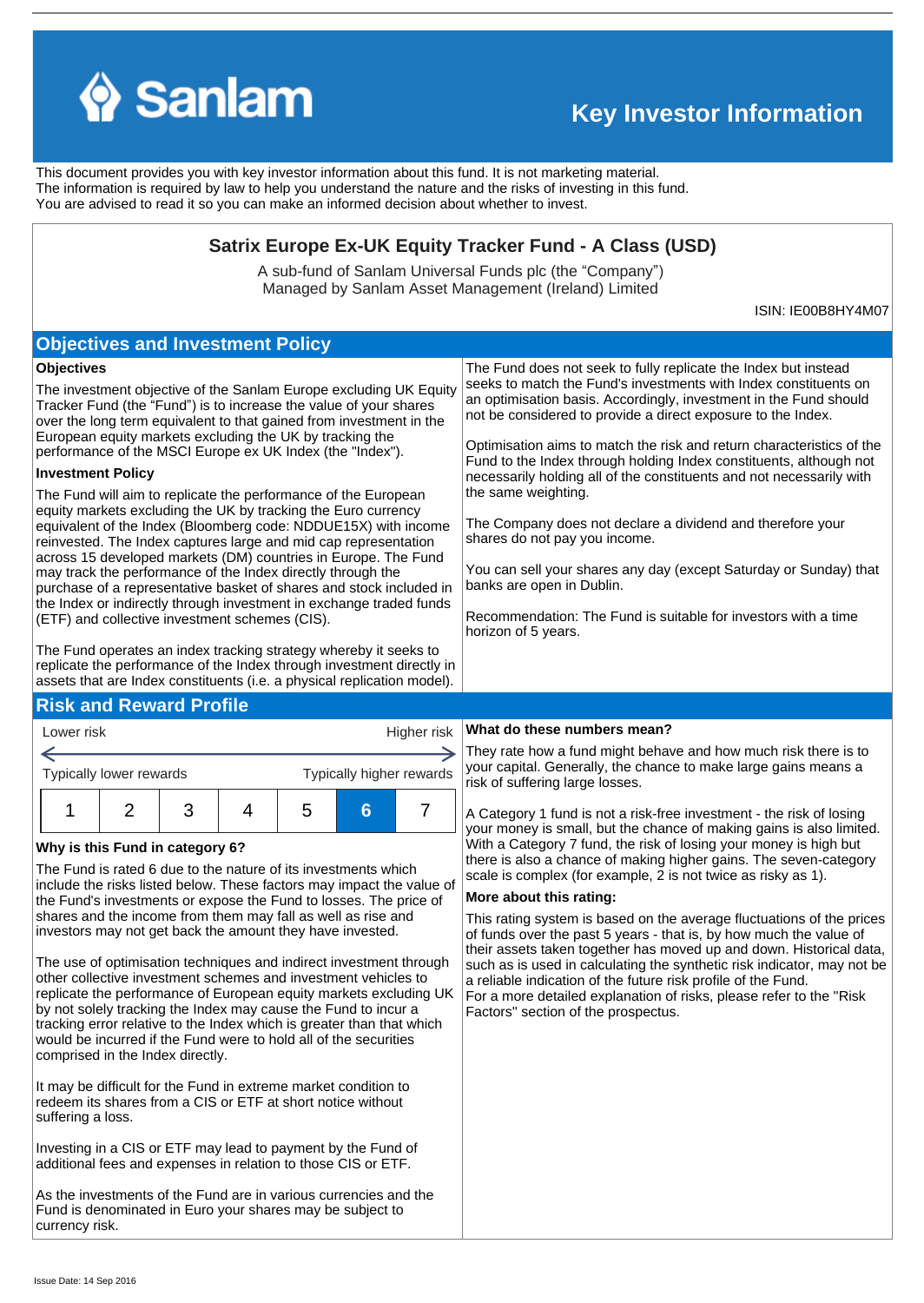# Key Investor Information

This document provides you with key investor information about this fund. It is not marketing material. The information is required by law to help you understand the nature and the risks of investing in this fund. You are advised to read it so you can make an informed decision about whether to invest.

## Satrix Europe Ex-UK Equity Tracker Fund - A Class (USD)

A sub-fund of Sanlam Universal Funds plc (the "Company")
Managed by Sanlam Asset Management (Ireland) Limited

ISIN: IE00B8HY4M07

## Objectives and Investment Policy

**Objectives**

The investment objective of the Sanlam Europe excluding UK Equity Tracker Fund (the "Fund") is to increase the value of your shares over the long term equivalent to that gained from investment in the European equity markets excluding the UK by tracking the performance of the MSCI Europe ex UK Index (the "Index").

**Investment Policy**

The Fund will aim to replicate the performance of the European equity markets excluding the UK by tracking the Euro currency equivalent of the Index (Bloomberg code: NDDUE15X) with income reinvested. The Index captures large and mid cap representation across 15 developed markets (DM) countries in Europe. The Fund may track the performance of the Index directly through the purchase of a representative basket of shares and stock included in the Index or indirectly through investment in exchange traded funds (ETF) and collective investment schemes (CIS).

The Fund operates an index tracking strategy whereby it seeks to replicate the performance of the Index through investment directly in assets that are Index constituents (i.e. a physical replication model).

The Fund does not seek to fully replicate the Index but instead seeks to match the Fund's investments with Index constituents on an optimisation basis. Accordingly, investment in the Fund should not be considered to provide a direct exposure to the Index.

Optimisation aims to match the risk and return characteristics of the Fund to the Index through holding Index constituents, although not necessarily holding all of the constituents and not necessarily with the same weighting.

The Company does not declare a dividend and therefore your shares do not pay you income.

You can sell your shares any day (except Saturday or Sunday) that banks are open in Dublin.

Recommendation: The Fund is suitable for investors with a time horizon of 5 years.

## Risk and Reward Profile

Lower risk — Higher risk

Typically lower rewards — Typically higher rewards

| 1 | 2 | 3 | 4 | 5 | **6** | 7 |
|---|---|---|---|---|---|---|

**Why is this Fund in category 6?**

The Fund is rated 6 due to the nature of its investments which include the risks listed below. These factors may impact the value of the Fund's investments or expose the Fund to losses. The price of shares and the income from them may fall as well as rise and investors may not get back the amount they have invested.

The use of optimisation techniques and indirect investment through other collective investment schemes and investment vehicles to replicate the performance of European equity markets excluding UK by not solely tracking the Index may cause the Fund to incur a tracking error relative to the Index which is greater than that which would be incurred if the Fund were to hold all of the securities comprised in the Index directly.

It may be difficult for the Fund in extreme market condition to redeem its shares from a CIS or ETF at short notice without suffering a loss.

Investing in a CIS or ETF may lead to payment by the Fund of additional fees and expenses in relation to those CIS or ETF.

As the investments of the Fund are in various currencies and the Fund is denominated in Euro your shares may be subject to currency risk.

**What do these numbers mean?**

They rate how a fund might behave and how much risk there is to your capital. Generally, the chance to make large gains means a risk of suffering large losses.

A Category 1 fund is not a risk-free investment - the risk of losing your money is small, but the chance of making gains is also limited. With a Category 7 fund, the risk of losing your money is high but there is also a chance of making higher gains. The seven-category scale is complex (for example, 2 is not twice as risky as 1).

**More about this rating:**

This rating system is based on the average fluctuations of the prices of funds over the past 5 years - that is, by how much the value of their assets taken together has moved up and down. Historical data, such as is used in calculating the synthetic risk indicator, may not be a reliable indication of the future risk profile of the Fund.
For a more detailed explanation of risks, please refer to the "Risk Factors" section of the prospectus.

Issue Date: 14 Sep 2016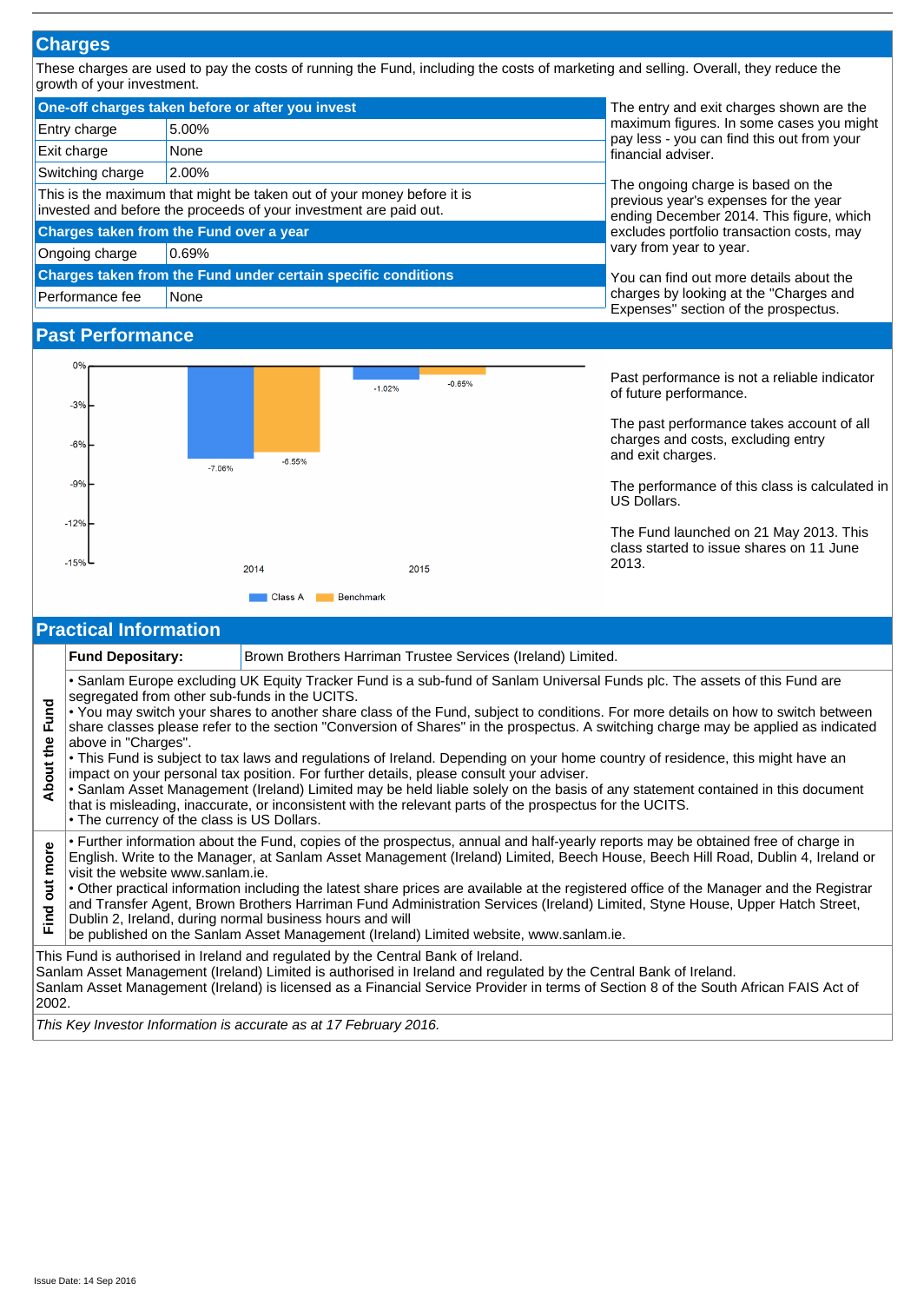## Charges

These charges are used to pay the costs of running the Fund, including the costs of marketing and selling. Overall, they reduce the growth of your investment.

| One-off charges taken before or after you invest | |
|---|---|
| Entry charge | 5.00% |
| Exit charge | None |
| Switching charge | 2.00% |
| This is the maximum that might be taken out of your money before it is invested and before the proceeds of your investment are paid out. | |
| **Charges taken from the Fund over a year** | |
| Ongoing charge | 0.69% |
| **Charges taken from the Fund under certain specific conditions** | |
| Performance fee | None |

The entry and exit charges shown are the maximum figures. In some cases you might pay less - you can find this out from your financial adviser.

The ongoing charge is based on the previous year's expenses for the year ending December 2014. This figure, which excludes portfolio transaction costs, may vary from year to year.

You can find out more details about the charges by looking at the "Charges and Expenses" section of the prospectus.

## Past Performance

0%
-3%
-6%
-9%
-12%
-15%

-7.06%
-6.55%
-1.02%
-0.65%

2014
2015

Class A
Benchmark

Past performance is not a reliable indicator of future performance.

The past performance takes account of all charges and costs, excluding entry and exit charges.

The performance of this class is calculated in US Dollars.

The Fund launched on 21 May 2013. This class started to issue shares on 11 June 2013.

## Practical Information

**Fund Depositary:** Brown Brothers Harriman Trustee Services (Ireland) Limited.

### About the Fund

- Sanlam Europe excluding UK Equity Tracker Fund is a sub-fund of Sanlam Universal Funds plc. The assets of this Fund are segregated from other sub-funds in the UCITS.
- You may switch your shares to another share class of the Fund, subject to conditions. For more details on how to switch between share classes please refer to the section "Conversion of Shares" in the prospectus. A switching charge may be applied as indicated above in "Charges".
- This Fund is subject to tax laws and regulations of Ireland. Depending on your home country of residence, this might have an impact on your personal tax position. For further details, please consult your adviser.
- Sanlam Asset Management (Ireland) Limited may be held liable solely on the basis of any statement contained in this document that is misleading, inaccurate, or inconsistent with the relevant parts of the prospectus for the UCITS.
- The currency of the class is US Dollars.

### Find out more

- Further information about the Fund, copies of the prospectus, annual and half-yearly reports may be obtained free of charge in English. Write to the Manager, at Sanlam Asset Management (Ireland) Limited, Beech House, Beech Hill Road, Dublin 4, Ireland or visit the website www.sanlam.ie.
- Other practical information including the latest share prices are available at the registered office of the Manager and the Registrar and Transfer Agent, Brown Brothers Harriman Fund Administration Services (Ireland) Limited, Styne House, Upper Hatch Street, Dublin 2, Ireland, during normal business hours and will be published on the Sanlam Asset Management (Ireland) Limited website, www.sanlam.ie.

This Fund is authorised in Ireland and regulated by the Central Bank of Ireland.
Sanlam Asset Management (Ireland) Limited is authorised in Ireland and regulated by the Central Bank of Ireland.
Sanlam Asset Management (Ireland) is licensed as a Financial Service Provider in terms of Section 8 of the South African FAIS Act of 2002.

*This Key Investor Information is accurate as at 17 February 2016.*

Issue Date: 14 Sep 2016